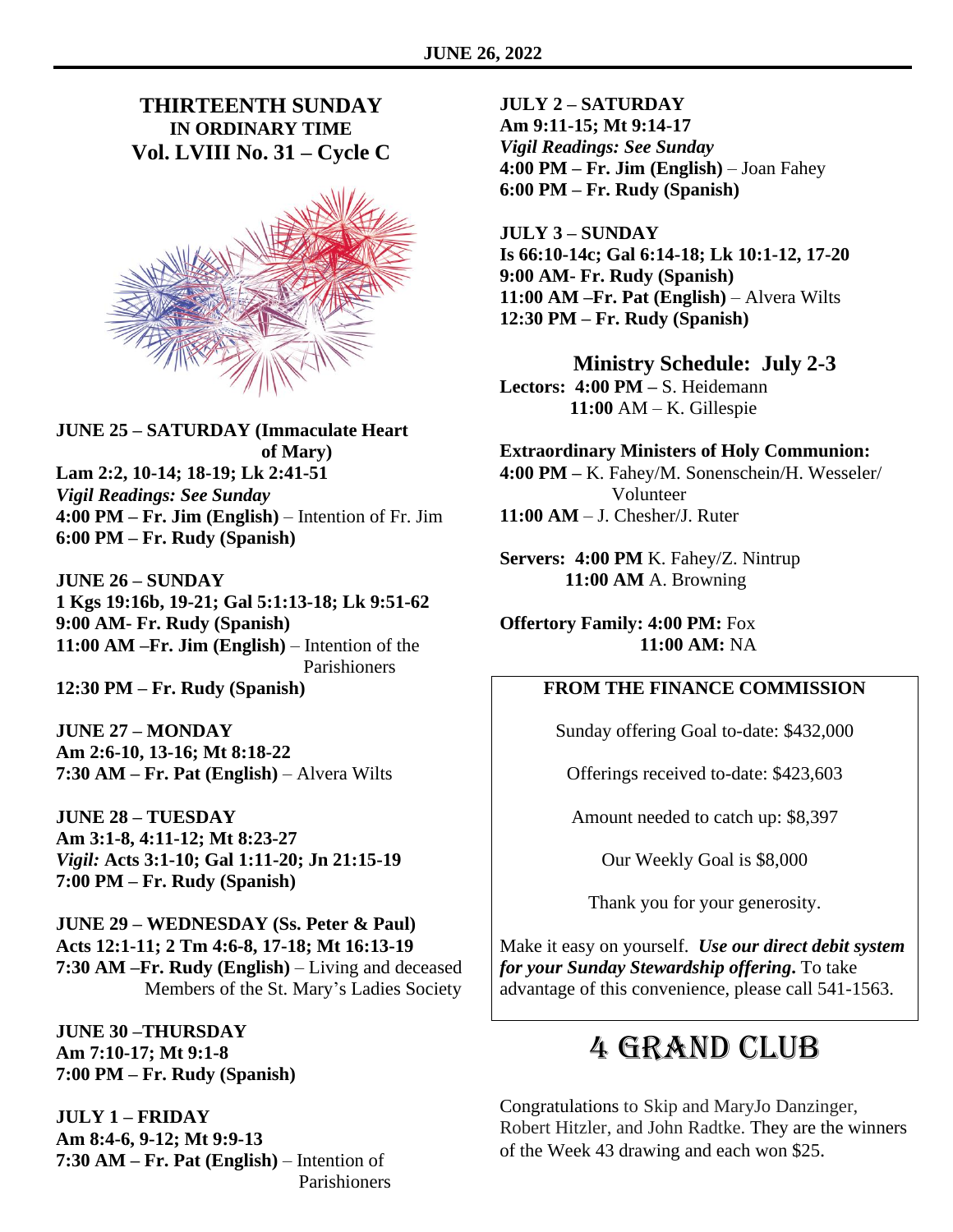**JUNE 26, 2022**

## THIRTEENTH SUNDAY
### IN ORDINARY TIME
### Vol. LVIII No. 31 – Cycle C

**JUNE 25 – SATURDAY (Immaculate Heart of Mary)**
**Lam 2:2, 10-14; 18-19; Lk 2:41-51**
***Vigil Readings: See Sunday***
**4:00 PM – Fr. Jim (English)** – Intention of Fr. Jim
**6:00 PM – Fr. Rudy (Spanish)**

**JUNE 26 – SUNDAY**
**1 Kgs 19:16b, 19-21; Gal 5:1:13-18; Lk 9:51-62**
**9:00 AM- Fr. Rudy (Spanish)**
**11:00 AM –Fr. Jim (English)** – Intention of the Parishioners
**12:30 PM – Fr. Rudy (Spanish)**

**JUNE 27 – MONDAY**
**Am 2:6-10, 13-16; Mt 8:18-22**
**7:30 AM – Fr. Pat (English)** – Alvera Wilts

**JUNE 28 – TUESDAY**
**Am 3:1-8, 4:11-12; Mt 8:23-27**
***Vigil:* Acts 3:1-10; Gal 1:11-20; Jn 21:15-19**
**7:00 PM – Fr. Rudy (Spanish)**

**JUNE 29 – WEDNESDAY (Ss. Peter & Paul)**
**Acts 12:1-11; 2 Tm 4:6-8, 17-18; Mt 16:13-19**
**7:30 AM –Fr. Rudy (English)** – Living and deceased Members of the St. Mary's Ladies Society

**JUNE 30 –THURSDAY**
**Am 7:10-17; Mt 9:1-8**
**7:00 PM – Fr. Rudy (Spanish)**

**JULY 1 – FRIDAY**
**Am 8:4-6, 9-12; Mt 9:9-13**
**7:30 AM – Fr. Pat (English)** – Intention of Parishioners

**JULY 2 – SATURDAY**
**Am 9:11-15; Mt 9:14-17**
***Vigil Readings: See Sunday***
**4:00 PM – Fr. Jim (English)** – Joan Fahey
**6:00 PM – Fr. Rudy (Spanish)**

**JULY 3 – SUNDAY**
**Is 66:10-14c; Gal 6:14-18; Lk 10:1-12, 17-20**
**9:00 AM- Fr. Rudy (Spanish)**
**11:00 AM –Fr. Pat (English)** – Alvera Wilts
**12:30 PM – Fr. Rudy (Spanish)**

### Ministry Schedule: July 2-3

**Lectors: 4:00 PM –** S. Heidemann
**11:00** AM – K. Gillespie

**Extraordinary Ministers of Holy Communion:**
**4:00 PM –** K. Fahey/M. Sonenschein/H. Wesseler/ Volunteer
**11:00 AM** – J. Chesher/J. Ruter

**Servers: 4:00 PM** K. Fahey/Z. Nintrup
**11:00 AM** A. Browning

**Offertory Family: 4:00 PM:** Fox
**11:00 AM:** NA

**FROM THE FINANCE COMMISSION**

Sunday offering Goal to-date: $432,000

Offerings received to-date: $423,603

Amount needed to catch up: $8,397

Our Weekly Goal is $8,000

Thank you for your generosity.

Make it easy on yourself. ***Use our direct debit system for your Sunday Stewardship offering.*** To take advantage of this convenience, please call 541-1563.

## 4 GRAND CLUB

Congratulations to Skip and MaryJo Danzinger, Robert Hitzler, and John Radtke. They are the winners of the Week 43 drawing and each won $25.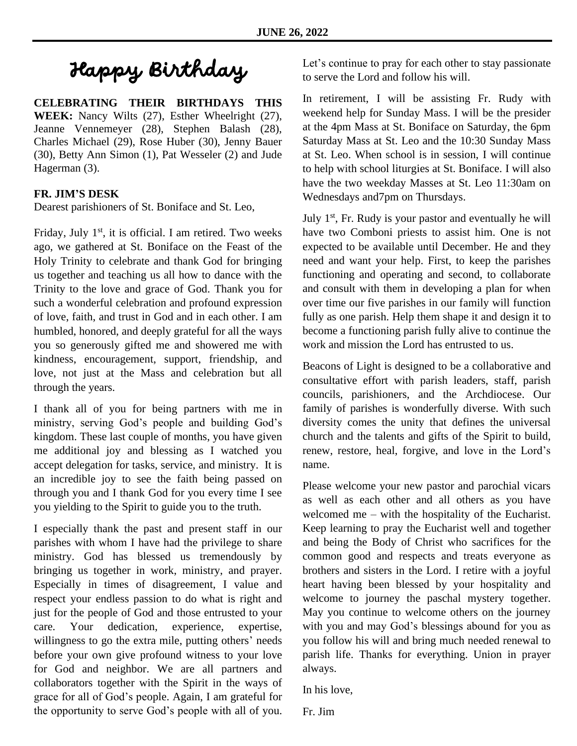# Happy Birthday

**CELEBRATING THEIR BIRTHDAYS THIS WEEK:** Nancy Wilts (27), Esther Wheelright (27), Jeanne Vennemeyer (28), Stephen Balash (28), Charles Michael (29), Rose Huber (30), Jenny Bauer (30), Betty Ann Simon (1), Pat Wesseler (2) and Jude Hagerman (3).

**FR. JIM'S DESK**

Dearest parishioners of St. Boniface and St. Leo,

Friday, July 1st, it is official. I am retired. Two weeks ago, we gathered at St. Boniface on the Feast of the Holy Trinity to celebrate and thank God for bringing us together and teaching us all how to dance with the Trinity to the love and grace of God. Thank you for such a wonderful celebration and profound expression of love, faith, and trust in God and in each other. I am humbled, honored, and deeply grateful for all the ways you so generously gifted me and showered me with kindness, encouragement, support, friendship, and love, not just at the Mass and celebration but all through the years.

I thank all of you for being partners with me in ministry, serving God's people and building God's kingdom. These last couple of months, you have given me additional joy and blessing as I watched you accept delegation for tasks, service, and ministry. It is an incredible joy to see the faith being passed on through you and I thank God for you every time I see you yielding to the Spirit to guide you to the truth.

I especially thank the past and present staff in our parishes with whom I have had the privilege to share ministry. God has blessed us tremendously by bringing us together in work, ministry, and prayer. Especially in times of disagreement, I value and respect your endless passion to do what is right and just for the people of God and those entrusted to your care. Your dedication, experience, expertise, willingness to go the extra mile, putting others' needs before your own give profound witness to your love for God and neighbor. We are all partners and collaborators together with the Spirit in the ways of grace for all of God's people. Again, I am grateful for the opportunity to serve God's people with all of you. Let's continue to pray for each other to stay passionate to serve the Lord and follow his will.

In retirement, I will be assisting Fr. Rudy with weekend help for Sunday Mass. I will be the presider at the 4pm Mass at St. Boniface on Saturday, the 6pm Saturday Mass at St. Leo and the 10:30 Sunday Mass at St. Leo. When school is in session, I will continue to help with school liturgies at St. Boniface. I will also have the two weekday Masses at St. Leo 11:30am on Wednesdays and7pm on Thursdays.

July 1st, Fr. Rudy is your pastor and eventually he will have two Comboni priests to assist him. One is not expected to be available until December. He and they need and want your help. First, to keep the parishes functioning and operating and second, to collaborate and consult with them in developing a plan for when over time our five parishes in our family will function fully as one parish. Help them shape it and design it to become a functioning parish fully alive to continue the work and mission the Lord has entrusted to us.

Beacons of Light is designed to be a collaborative and consultative effort with parish leaders, staff, parish councils, parishioners, and the Archdiocese. Our family of parishes is wonderfully diverse. With such diversity comes the unity that defines the universal church and the talents and gifts of the Spirit to build, renew, restore, heal, forgive, and love in the Lord's name.

Please welcome your new pastor and parochial vicars as well as each other and all others as you have welcomed me – with the hospitality of the Eucharist. Keep learning to pray the Eucharist well and together and being the Body of Christ who sacrifices for the common good and respects and treats everyone as brothers and sisters in the Lord. I retire with a joyful heart having been blessed by your hospitality and welcome to journey the paschal mystery together. May you continue to welcome others on the journey with you and may God's blessings abound for you as you follow his will and bring much needed renewal to parish life. Thanks for everything. Union in prayer always.

In his love,

Fr. Jim